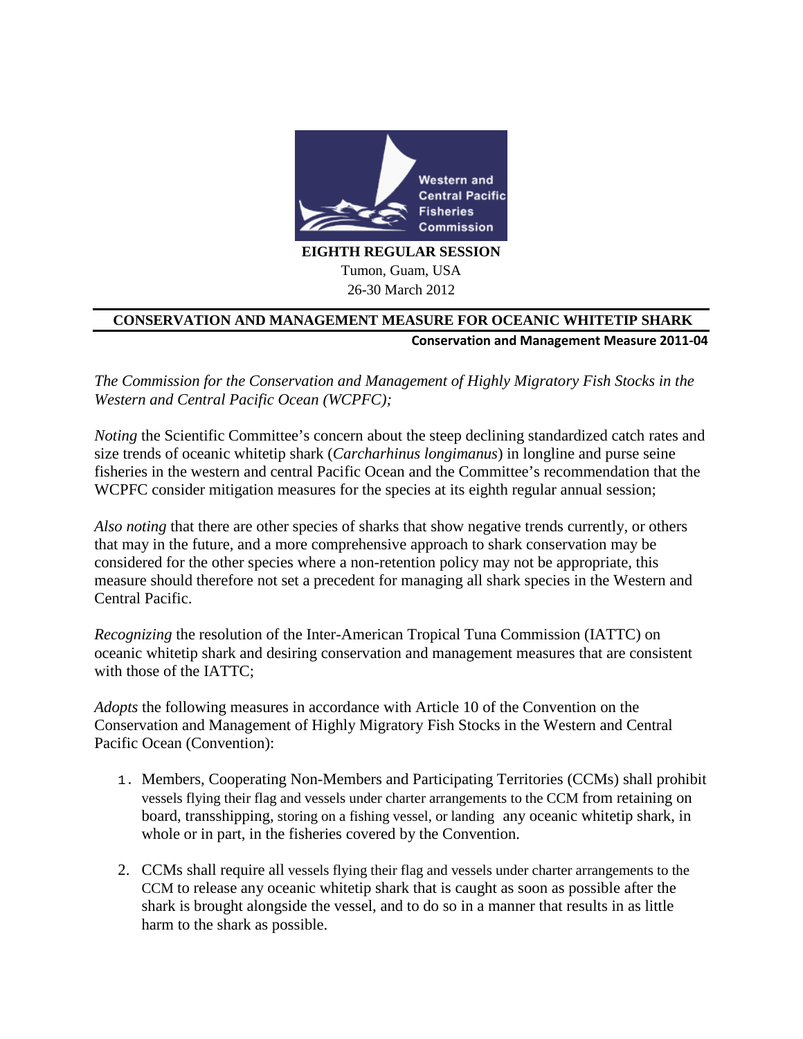Western and Central Pacific Fisheries Commission

**EIGHTH REGULAR SESSION**

Tumon, Guam, USA

26-30 March 2012

## CONSERVATION AND MANAGEMENT MEASURE FOR OCEANIC WHITETIP SHARK

**Conservation and Management Measure 2011-04**

*The Commission for the Conservation and Management of Highly Migratory Fish Stocks in the Western and Central Pacific Ocean (WCPFC);*

*Noting* the Scientific Committee's concern about the steep declining standardized catch rates and size trends of oceanic whitetip shark (*Carcharhinus longimanus*) in longline and purse seine fisheries in the western and central Pacific Ocean and the Committee's recommendation that the WCPFC consider mitigation measures for the species at its eighth regular annual session;

*Also noting* that there are other species of sharks that show negative trends currently, or others that may in the future, and a more comprehensive approach to shark conservation may be considered for the other species where a non-retention policy may not be appropriate, this measure should therefore not set a precedent for managing all shark species in the Western and Central Pacific.

*Recognizing* the resolution of the Inter-American Tropical Tuna Commission (IATTC) on oceanic whitetip shark and desiring conservation and management measures that are consistent with those of the IATTC;

*Adopts* the following measures in accordance with Article 10 of the Convention on the Conservation and Management of Highly Migratory Fish Stocks in the Western and Central Pacific Ocean (Convention):

1. Members, Cooperating Non-Members and Participating Territories (CCMs) shall prohibit vessels flying their flag and vessels under charter arrangements to the CCM from retaining on board, transshipping, storing on a fishing vessel, or landing any oceanic whitetip shark, in whole or in part, in the fisheries covered by the Convention.

2. CCMs shall require all vessels flying their flag and vessels under charter arrangements to the CCM to release any oceanic whitetip shark that is caught as soon as possible after the shark is brought alongside the vessel, and to do so in a manner that results in as little harm to the shark as possible.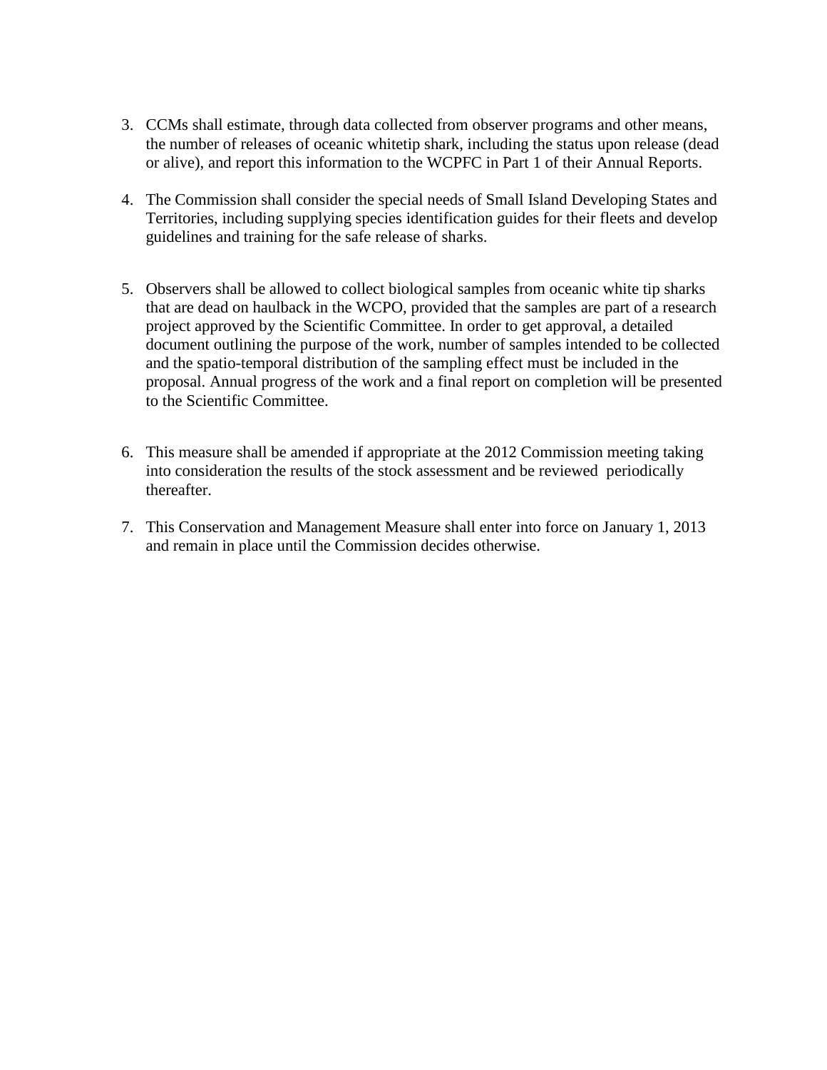3. CCMs shall estimate, through data collected from observer programs and other means, the number of releases of oceanic whitetip shark, including the status upon release (dead or alive), and report this information to the WCPFC in Part 1 of their Annual Reports.

4. The Commission shall consider the special needs of Small Island Developing States and Territories, including supplying species identification guides for their fleets and develop guidelines and training for the safe release of sharks.

5. Observers shall be allowed to collect biological samples from oceanic white tip sharks that are dead on haulback in the WCPO, provided that the samples are part of a research project approved by the Scientific Committee. In order to get approval, a detailed document outlining the purpose of the work, number of samples intended to be collected and the spatio-temporal distribution of the sampling effect must be included in the proposal. Annual progress of the work and a final report on completion will be presented to the Scientific Committee.

6. This measure shall be amended if appropriate at the 2012 Commission meeting taking into consideration the results of the stock assessment and be reviewed periodically thereafter.

7. This Conservation and Management Measure shall enter into force on January 1, 2013 and remain in place until the Commission decides otherwise.